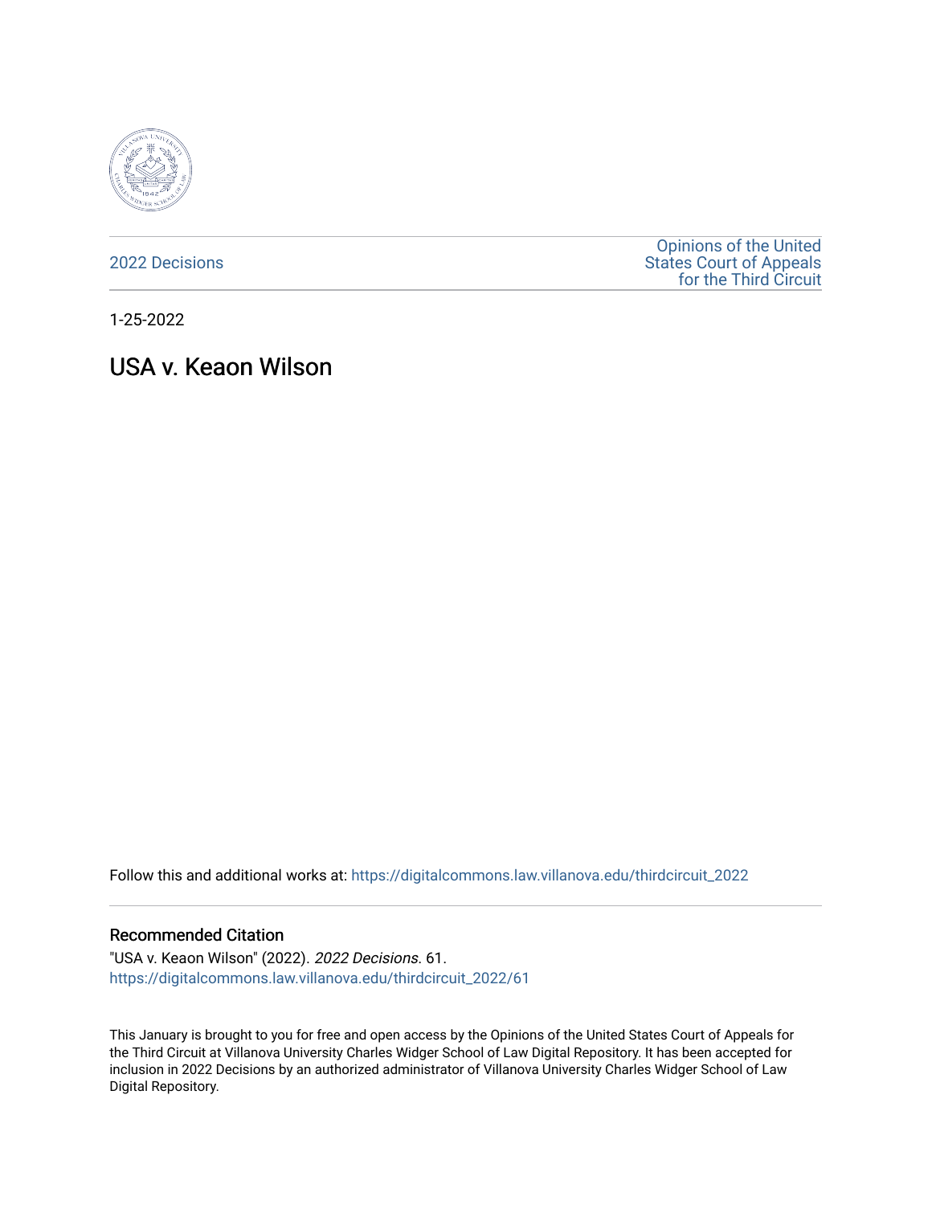2022 Decisions

Opinions of the United States Court of Appeals for the Third Circuit

1-25-2022

# USA v. Keaon Wilson

Follow this and additional works at: https://digitalcommons.law.villanova.edu/thirdcircuit_2022

## Recommended Citation

"USA v. Keaon Wilson" (2022). *2022 Decisions*. 61.
https://digitalcommons.law.villanova.edu/thirdcircuit_2022/61

This January is brought to you for free and open access by the Opinions of the United States Court of Appeals for the Third Circuit at Villanova University Charles Widger School of Law Digital Repository. It has been accepted for inclusion in 2022 Decisions by an authorized administrator of Villanova University Charles Widger School of Law Digital Repository.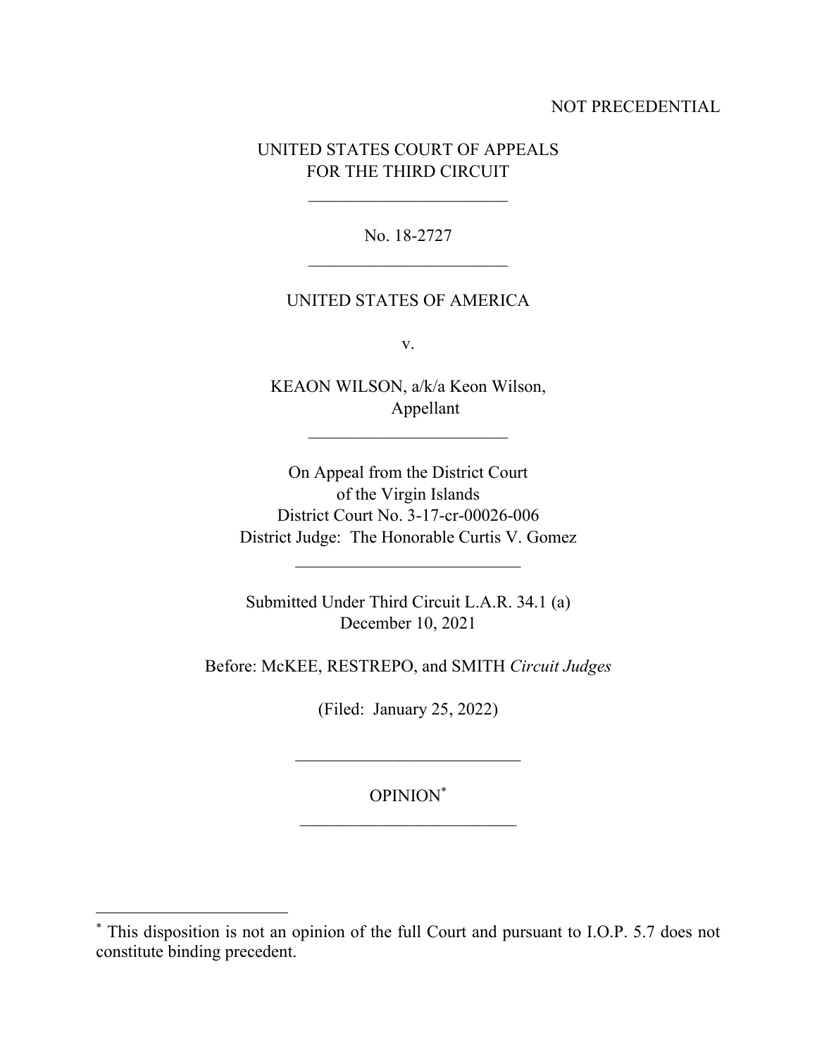NOT PRECEDENTIAL

UNITED STATES COURT OF APPEALS
FOR THE THIRD CIRCUIT

---

No. 18-2727

---

UNITED STATES OF AMERICA

v.

KEAON WILSON, a/k/a Keon Wilson,
Appellant

---

On Appeal from the District Court
of the Virgin Islands
District Court No. 3-17-cr-00026-006
District Judge: The Honorable Curtis V. Gomez

---

Submitted Under Third Circuit L.A.R. 34.1 (a)
December 10, 2021

Before: McKEE, RESTREPO, and SMITH *Circuit Judges*

(Filed: January 25, 2022)

---

OPINION*

---

* This disposition is not an opinion of the full Court and pursuant to I.O.P. 5.7 does not constitute binding precedent.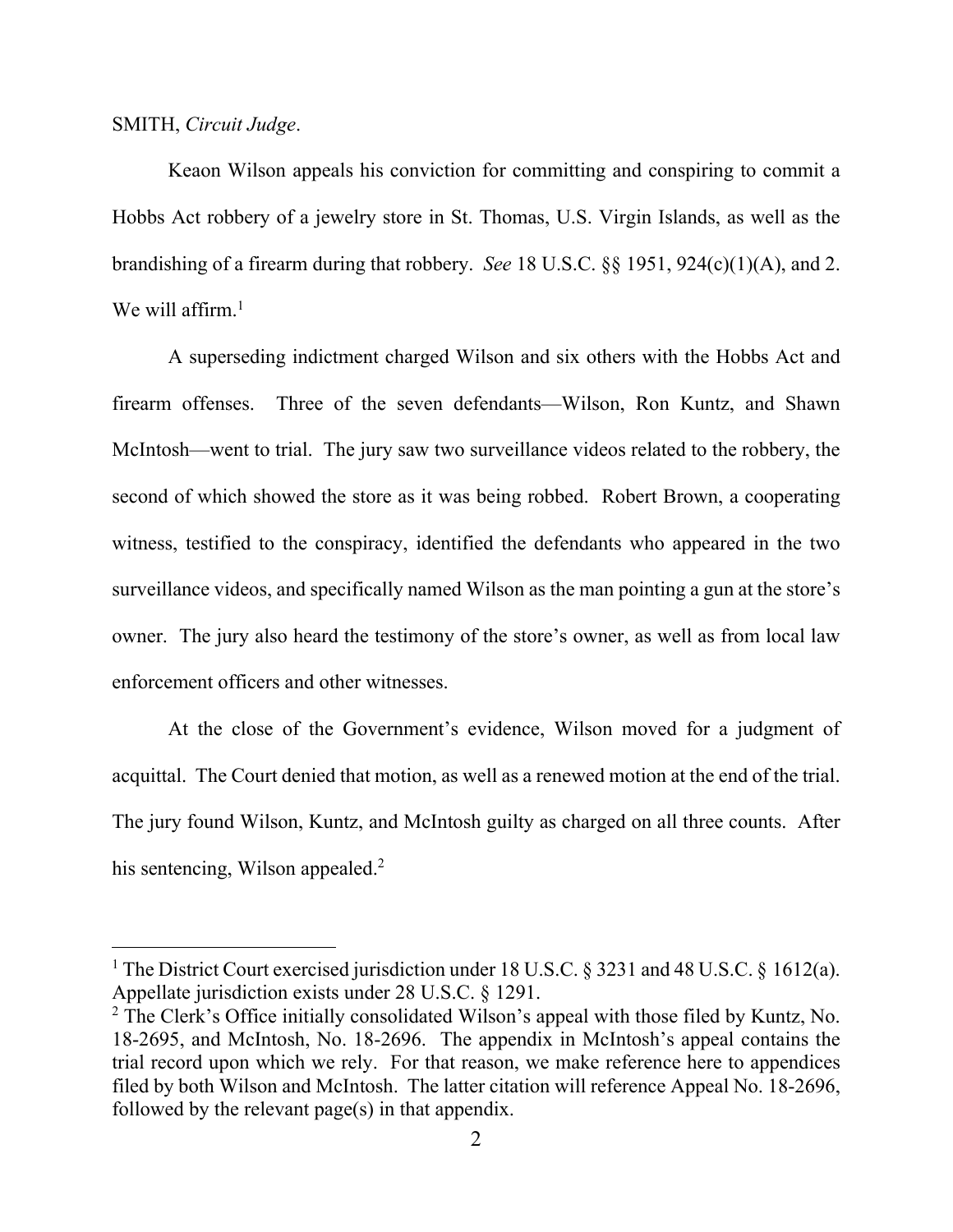SMITH, *Circuit Judge*.

Keaon Wilson appeals his conviction for committing and conspiring to commit a Hobbs Act robbery of a jewelry store in St. Thomas, U.S. Virgin Islands, as well as the brandishing of a firearm during that robbery. *See* 18 U.S.C. §§ 1951, 924(c)(1)(A), and 2. We will affirm.[1]

A superseding indictment charged Wilson and six others with the Hobbs Act and firearm offenses. Three of the seven defendants—Wilson, Ron Kuntz, and Shawn McIntosh—went to trial. The jury saw two surveillance videos related to the robbery, the second of which showed the store as it was being robbed. Robert Brown, a cooperating witness, testified to the conspiracy, identified the defendants who appeared in the two surveillance videos, and specifically named Wilson as the man pointing a gun at the store's owner. The jury also heard the testimony of the store's owner, as well as from local law enforcement officers and other witnesses.

At the close of the Government's evidence, Wilson moved for a judgment of acquittal. The Court denied that motion, as well as a renewed motion at the end of the trial. The jury found Wilson, Kuntz, and McIntosh guilty as charged on all three counts. After his sentencing, Wilson appealed.[2]

---

[1] The District Court exercised jurisdiction under 18 U.S.C. § 3231 and 48 U.S.C. § 1612(a). Appellate jurisdiction exists under 28 U.S.C. § 1291.

[2] The Clerk's Office initially consolidated Wilson's appeal with those filed by Kuntz, No. 18-2695, and McIntosh, No. 18-2696. The appendix in McIntosh's appeal contains the trial record upon which we rely. For that reason, we make reference here to appendices filed by both Wilson and McIntosh. The latter citation will reference Appeal No. 18-2696, followed by the relevant page(s) in that appendix.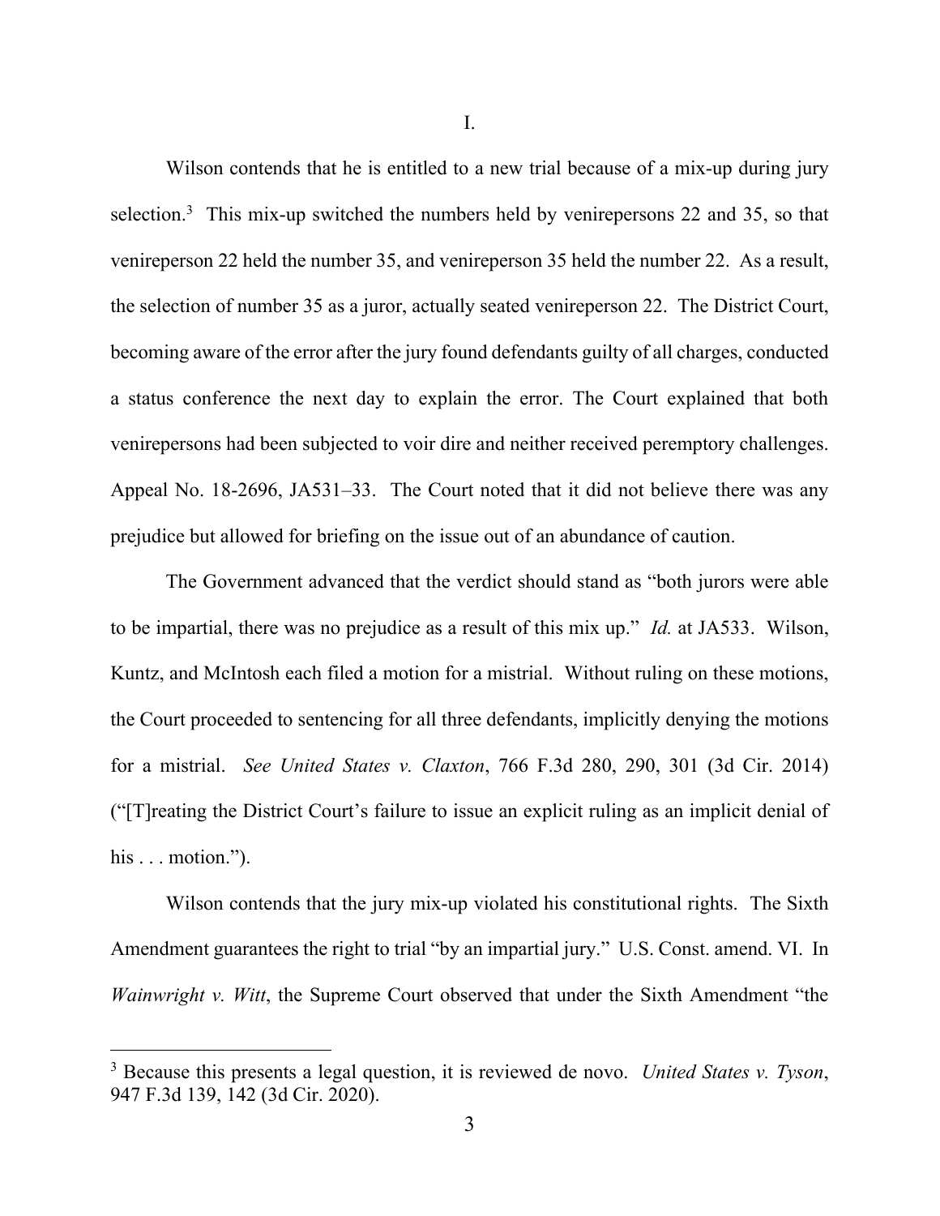I.

Wilson contends that he is entitled to a new trial because of a mix-up during jury selection.[3] This mix-up switched the numbers held by venirepersons 22 and 35, so that venireperson 22 held the number 35, and venireperson 35 held the number 22. As a result, the selection of number 35 as a juror, actually seated venireperson 22. The District Court, becoming aware of the error after the jury found defendants guilty of all charges, conducted a status conference the next day to explain the error. The Court explained that both venirepersons had been subjected to voir dire and neither received peremptory challenges. Appeal No. 18-2696, JA531–33. The Court noted that it did not believe there was any prejudice but allowed for briefing on the issue out of an abundance of caution.

The Government advanced that the verdict should stand as "both jurors were able to be impartial, there was no prejudice as a result of this mix up." *Id.* at JA533. Wilson, Kuntz, and McIntosh each filed a motion for a mistrial. Without ruling on these motions, the Court proceeded to sentencing for all three defendants, implicitly denying the motions for a mistrial. *See United States v. Claxton*, 766 F.3d 280, 290, 301 (3d Cir. 2014) ("[T]reating the District Court's failure to issue an explicit ruling as an implicit denial of his . . . motion.").

Wilson contends that the jury mix-up violated his constitutional rights. The Sixth Amendment guarantees the right to trial "by an impartial jury." U.S. Const. amend. VI. In *Wainwright v. Witt*, the Supreme Court observed that under the Sixth Amendment "the

[3] Because this presents a legal question, it is reviewed de novo. *United States v. Tyson*, 947 F.3d 139, 142 (3d Cir. 2020).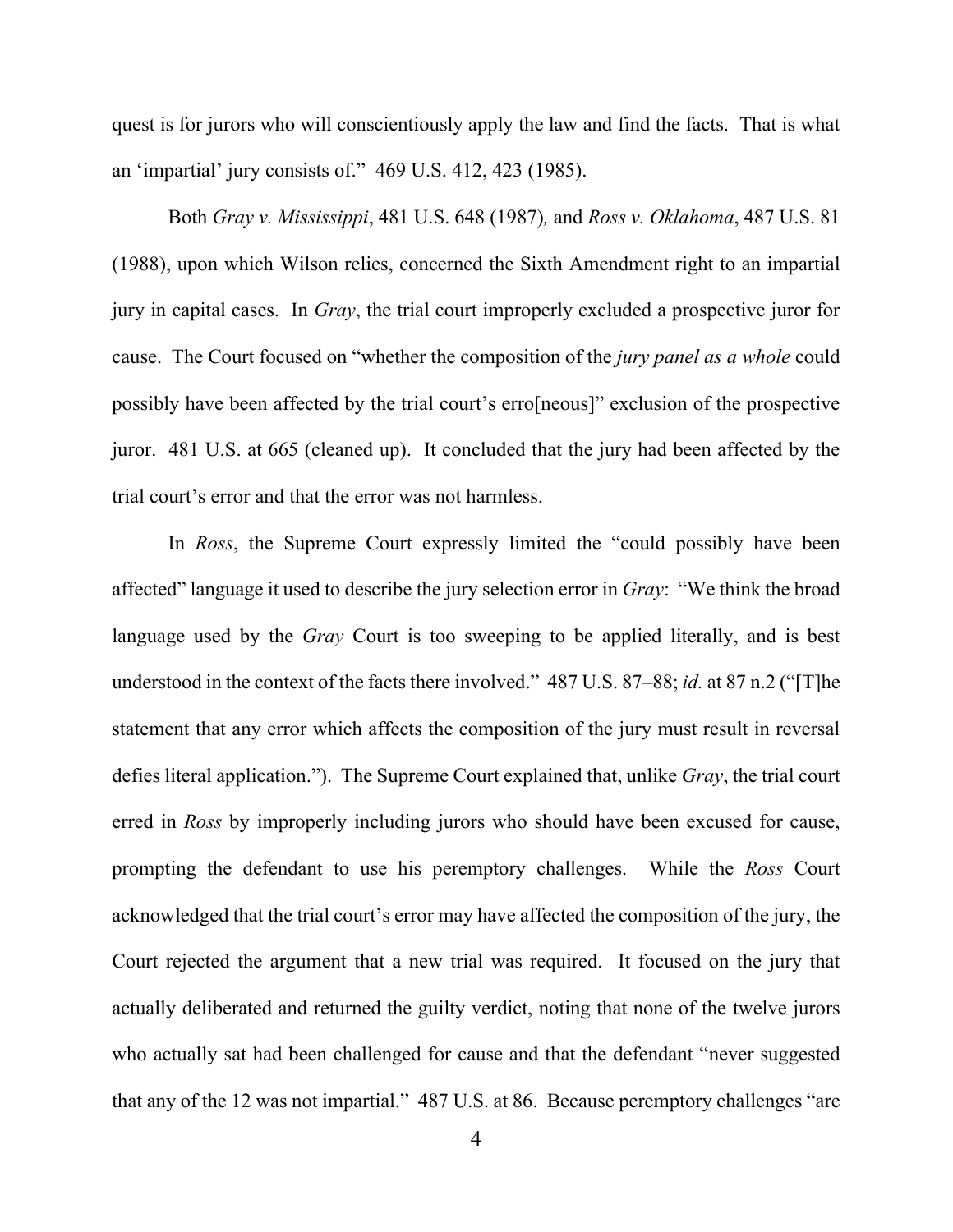quest is for jurors who will conscientiously apply the law and find the facts. That is what an 'impartial' jury consists of." 469 U.S. 412, 423 (1985).

Both *Gray v. Mississippi*, 481 U.S. 648 (1987)*,* and *Ross v. Oklahoma*, 487 U.S. 81 (1988), upon which Wilson relies, concerned the Sixth Amendment right to an impartial jury in capital cases. In *Gray*, the trial court improperly excluded a prospective juror for cause. The Court focused on "whether the composition of the *jury panel as a whole* could possibly have been affected by the trial court's erro[neous]" exclusion of the prospective juror. 481 U.S. at 665 (cleaned up). It concluded that the jury had been affected by the trial court's error and that the error was not harmless.

In *Ross*, the Supreme Court expressly limited the "could possibly have been affected" language it used to describe the jury selection error in *Gray*: "We think the broad language used by the *Gray* Court is too sweeping to be applied literally, and is best understood in the context of the facts there involved." 487 U.S. 87–88; *id.* at 87 n.2 ("[T]he statement that any error which affects the composition of the jury must result in reversal defies literal application."). The Supreme Court explained that, unlike *Gray*, the trial court erred in *Ross* by improperly including jurors who should have been excused for cause, prompting the defendant to use his peremptory challenges. While the *Ross* Court acknowledged that the trial court's error may have affected the composition of the jury, the Court rejected the argument that a new trial was required. It focused on the jury that actually deliberated and returned the guilty verdict, noting that none of the twelve jurors who actually sat had been challenged for cause and that the defendant "never suggested that any of the 12 was not impartial." 487 U.S. at 86. Because peremptory challenges "are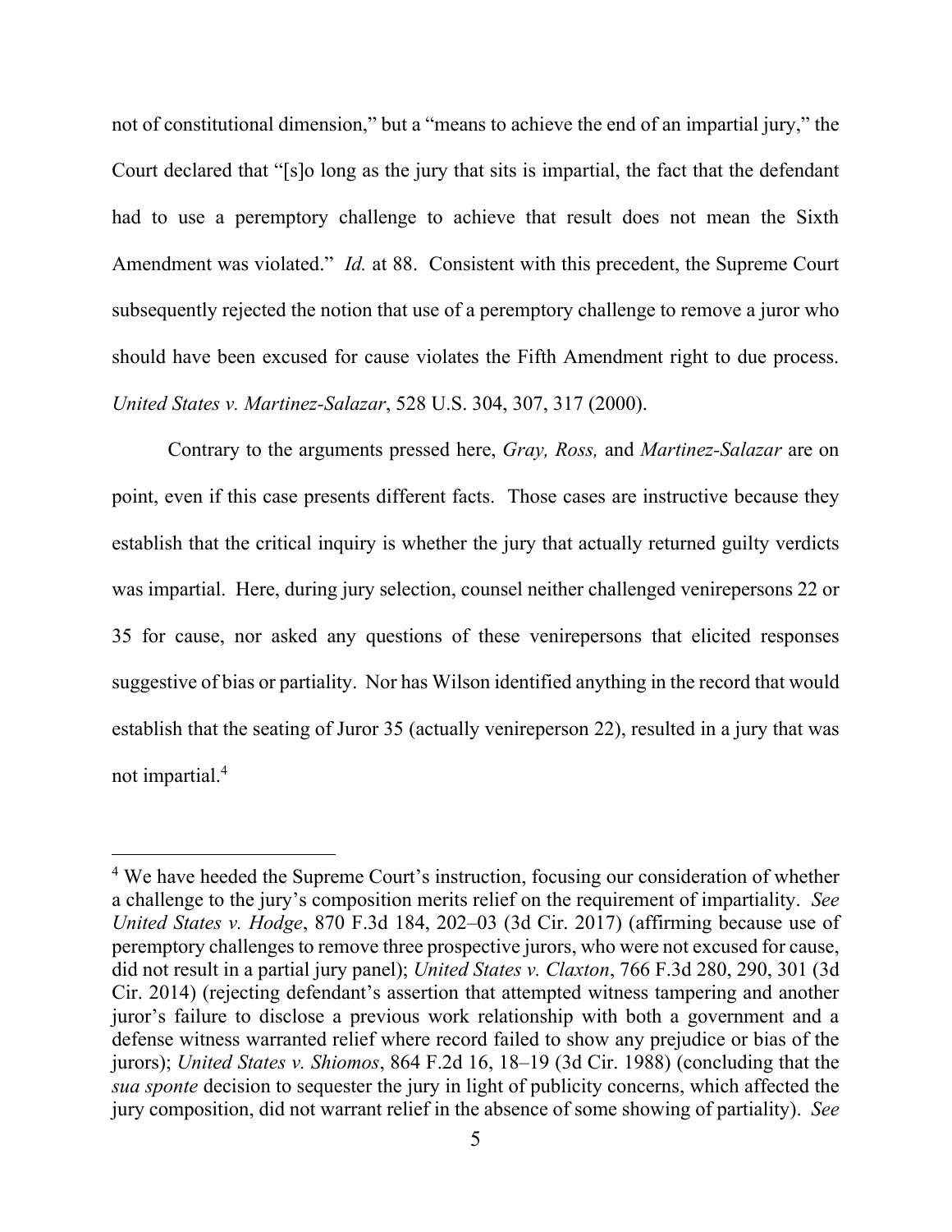not of constitutional dimension," but a "means to achieve the end of an impartial jury," the Court declared that "[s]o long as the jury that sits is impartial, the fact that the defendant had to use a peremptory challenge to achieve that result does not mean the Sixth Amendment was violated." *Id.* at 88. Consistent with this precedent, the Supreme Court subsequently rejected the notion that use of a peremptory challenge to remove a juror who should have been excused for cause violates the Fifth Amendment right to due process. *United States v. Martinez-Salazar*, 528 U.S. 304, 307, 317 (2000).

Contrary to the arguments pressed here, *Gray, Ross,* and *Martinez-Salazar* are on point, even if this case presents different facts. Those cases are instructive because they establish that the critical inquiry is whether the jury that actually returned guilty verdicts was impartial. Here, during jury selection, counsel neither challenged venirepersons 22 or 35 for cause, nor asked any questions of these venirepersons that elicited responses suggestive of bias or partiality. Nor has Wilson identified anything in the record that would establish that the seating of Juror 35 (actually venireperson 22), resulted in a jury that was not impartial.[4]

---

[4] We have heeded the Supreme Court's instruction, focusing our consideration of whether a challenge to the jury's composition merits relief on the requirement of impartiality. *See United States v. Hodge*, 870 F.3d 184, 202–03 (3d Cir. 2017) (affirming because use of peremptory challenges to remove three prospective jurors, who were not excused for cause, did not result in a partial jury panel); *United States v. Claxton*, 766 F.3d 280, 290, 301 (3d Cir. 2014) (rejecting defendant's assertion that attempted witness tampering and another juror's failure to disclose a previous work relationship with both a government and a defense witness warranted relief where record failed to show any prejudice or bias of the jurors); *United States v. Shiomos*, 864 F.2d 16, 18–19 (3d Cir. 1988) (concluding that the *sua sponte* decision to sequester the jury in light of publicity concerns, which affected the jury composition, did not warrant relief in the absence of some showing of partiality). *See*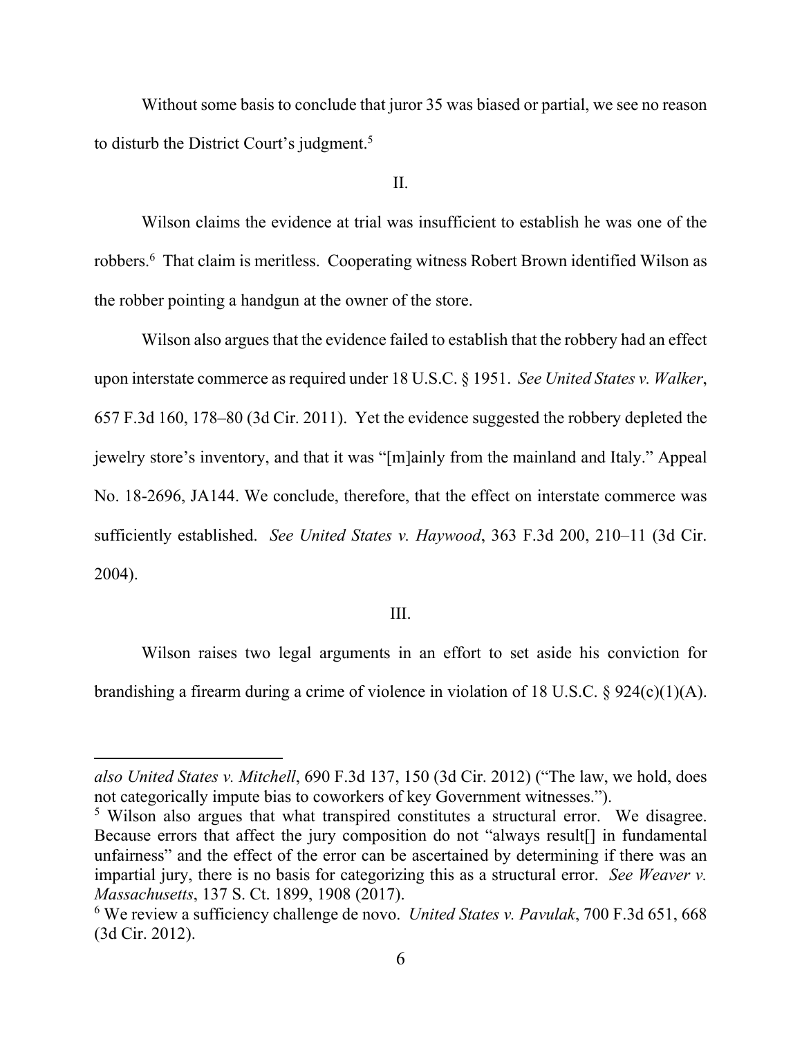Without some basis to conclude that juror 35 was biased or partial, we see no reason to disturb the District Court's judgment.[5]

II.

Wilson claims the evidence at trial was insufficient to establish he was one of the robbers.[6] That claim is meritless. Cooperating witness Robert Brown identified Wilson as the robber pointing a handgun at the owner of the store.

Wilson also argues that the evidence failed to establish that the robbery had an effect upon interstate commerce as required under 18 U.S.C. § 1951. *See United States v. Walker*, 657 F.3d 160, 178–80 (3d Cir. 2011). Yet the evidence suggested the robbery depleted the jewelry store's inventory, and that it was "[m]ainly from the mainland and Italy." Appeal No. 18-2696, JA144. We conclude, therefore, that the effect on interstate commerce was sufficiently established. *See United States v. Haywood*, 363 F.3d 200, 210–11 (3d Cir. 2004).

III.

Wilson raises two legal arguments in an effort to set aside his conviction for brandishing a firearm during a crime of violence in violation of 18 U.S.C. § 924(c)(1)(A).

---

*also United States v. Mitchell*, 690 F.3d 137, 150 (3d Cir. 2012) ("The law, we hold, does not categorically impute bias to coworkers of key Government witnesses.").

[5] Wilson also argues that what transpired constitutes a structural error. We disagree. Because errors that affect the jury composition do not "always result[] in fundamental unfairness" and the effect of the error can be ascertained by determining if there was an impartial jury, there is no basis for categorizing this as a structural error. *See Weaver v. Massachusetts*, 137 S. Ct. 1899, 1908 (2017).

[6] We review a sufficiency challenge de novo. *United States v. Pavulak*, 700 F.3d 651, 668 (3d Cir. 2012).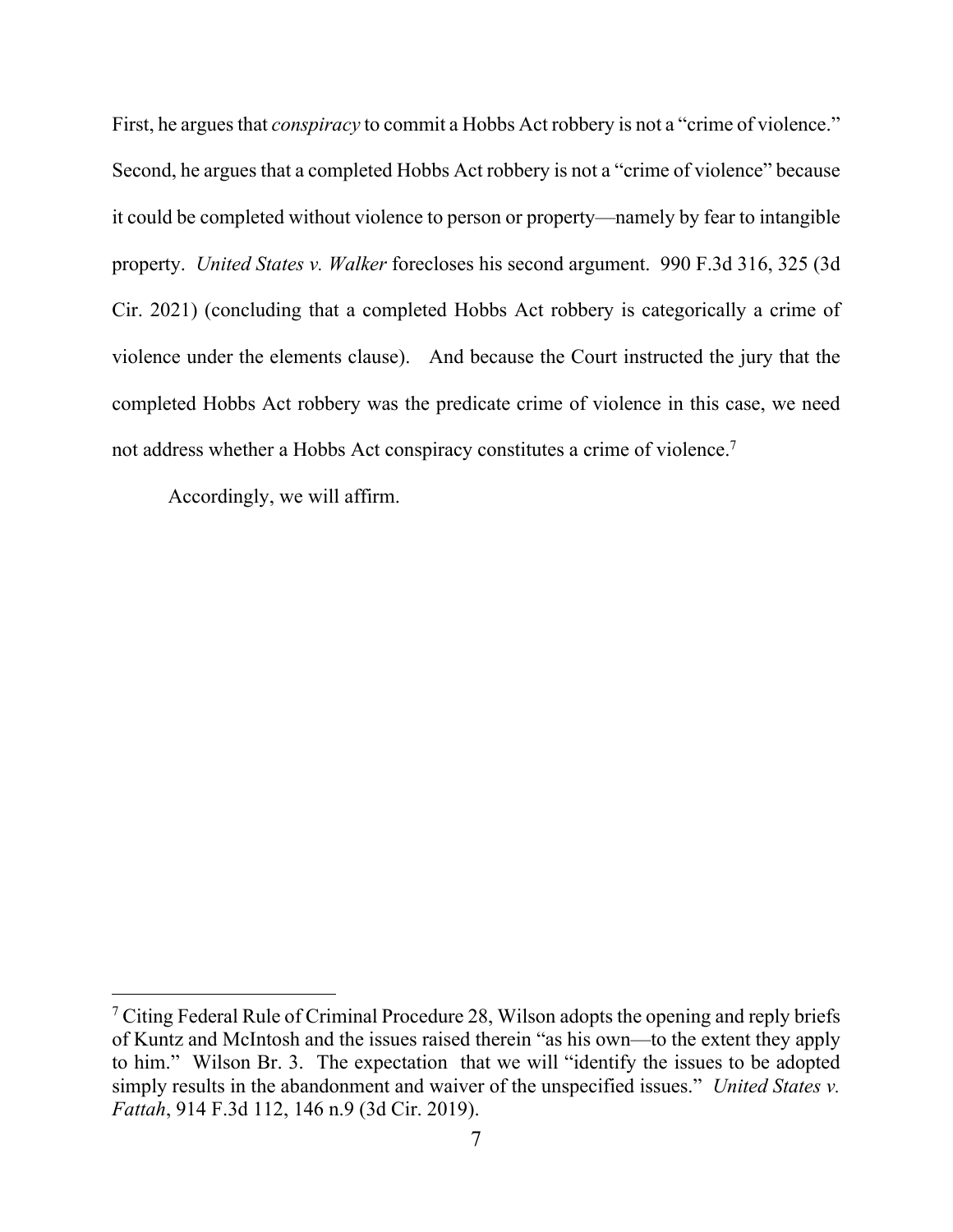First, he argues that *conspiracy* to commit a Hobbs Act robbery is not a "crime of violence." Second, he argues that a completed Hobbs Act robbery is not a "crime of violence" because it could be completed without violence to person or property—namely by fear to intangible property. *United States v. Walker* forecloses his second argument. 990 F.3d 316, 325 (3d Cir. 2021) (concluding that a completed Hobbs Act robbery is categorically a crime of violence under the elements clause). And because the Court instructed the jury that the completed Hobbs Act robbery was the predicate crime of violence in this case, we need not address whether a Hobbs Act conspiracy constitutes a crime of violence.[7]

Accordingly, we will affirm.

---

[7] Citing Federal Rule of Criminal Procedure 28, Wilson adopts the opening and reply briefs of Kuntz and McIntosh and the issues raised therein "as his own—to the extent they apply to him." Wilson Br. 3. The expectation that we will "identify the issues to be adopted simply results in the abandonment and waiver of the unspecified issues." *United States v. Fattah*, 914 F.3d 112, 146 n.9 (3d Cir. 2019).